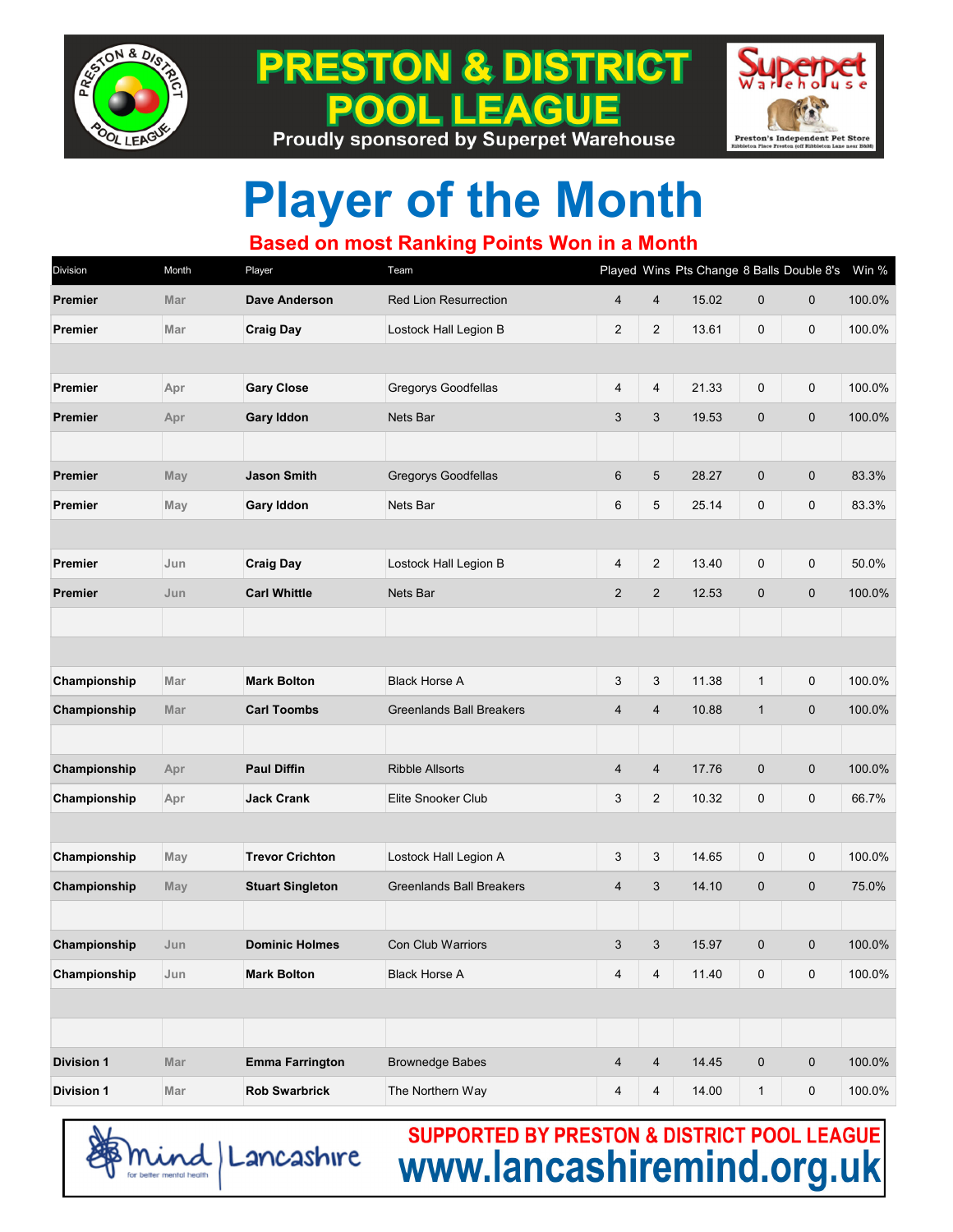# PRESTON & DISTRICT POOL LEAGUE

Proudly sponsored by Superpet Warehouse

Superpet Warehouse – Preston's Independent Pet Store, Ribbleton Place Preston (off Ribbleton Lane near B&M)

# Player of the Month

## Based on most Ranking Points Won in a Month

| Division | Month | Player | Team | Played | Wins | Pts Change | 8 Balls | Double 8's | Win % |
|---|---|---|---|---|---|---|---|---|---|
| **Premier** | Mar | **Dave Anderson** | Red Lion Resurrection | 4 | 4 | 15.02 | 0 | 0 | 100.0% |
| **Premier** | Mar | **Craig Day** | Lostock Hall Legion B | 2 | 2 | 13.61 | 0 | 0 | 100.0% |
| | | | | | | | | | |
| **Premier** | Apr | **Gary Close** | Gregorys Goodfellas | 4 | 4 | 21.33 | 0 | 0 | 100.0% |
| **Premier** | Apr | **Gary Iddon** | Nets Bar | 3 | 3 | 19.53 | 0 | 0 | 100.0% |
| | | | | | | | | | |
| **Premier** | May | **Jason Smith** | Gregorys Goodfellas | 6 | 5 | 28.27 | 0 | 0 | 83.3% |
| **Premier** | May | **Gary Iddon** | Nets Bar | 6 | 5 | 25.14 | 0 | 0 | 83.3% |
| | | | | | | | | | |
| **Premier** | Jun | **Craig Day** | Lostock Hall Legion B | 4 | 2 | 13.40 | 0 | 0 | 50.0% |
| **Premier** | Jun | **Carl Whittle** | Nets Bar | 2 | 2 | 12.53 | 0 | 0 | 100.0% |
| | | | | | | | | | |
| | | | | | | | | | |
| **Championship** | Mar | **Mark Bolton** | Black Horse A | 3 | 3 | 11.38 | 1 | 0 | 100.0% |
| **Championship** | Mar | **Carl Toombs** | Greenlands Ball Breakers | 4 | 4 | 10.88 | 1 | 0 | 100.0% |
| | | | | | | | | | |
| **Championship** | Apr | **Paul Diffin** | Ribble Allsorts | 4 | 4 | 17.76 | 0 | 0 | 100.0% |
| **Championship** | Apr | **Jack Crank** | Elite Snooker Club | 3 | 2 | 10.32 | 0 | 0 | 66.7% |
| | | | | | | | | | |
| **Championship** | May | **Trevor Crichton** | Lostock Hall Legion A | 3 | 3 | 14.65 | 0 | 0 | 100.0% |
| **Championship** | May | **Stuart Singleton** | Greenlands Ball Breakers | 4 | 3 | 14.10 | 0 | 0 | 75.0% |
| | | | | | | | | | |
| **Championship** | Jun | **Dominic Holmes** | Con Club Warriors | 3 | 3 | 15.97 | 0 | 0 | 100.0% |
| **Championship** | Jun | **Mark Bolton** | Black Horse A | 4 | 4 | 11.40 | 0 | 0 | 100.0% |
| | | | | | | | | | |
| | | | | | | | | | |
| **Division 1** | Mar | **Emma Farrington** | Brownedge Babes | 4 | 4 | 14.45 | 0 | 0 | 100.0% |
| **Division 1** | Mar | **Rob Swarbrick** | The Northern Way | 4 | 4 | 14.00 | 1 | 0 | 100.0% |

mind Lancashire – for better mental health

**SUPPORTED BY PRESTON & DISTRICT POOL LEAGUE**

**www.lancashiremind.org.uk**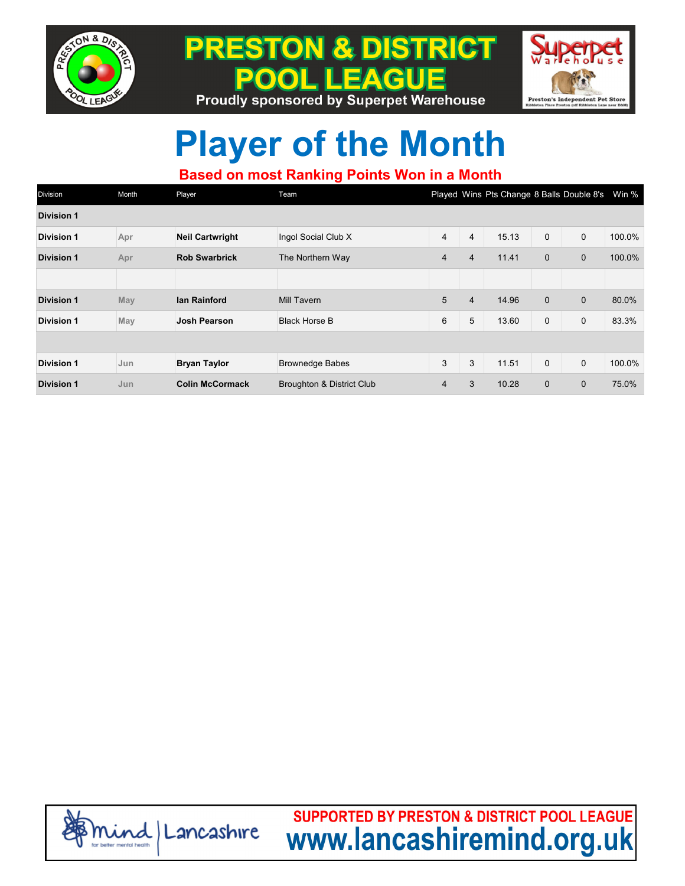# PRESTON & DISTRICT POOL LEAGUE

Proudly sponsored by Superpet Warehouse

Superpet Warehouse

Preston's Independent Pet Store
Ribbleton Place Preston (off Ribbleton Lane near B&M)

# Player of the Month

## Based on most Ranking Points Won in a Month

| Division | Month | Player | Team | Played | Wins | Pts Change | 8 Balls | Double 8's | Win % |
|---|---|---|---|---|---|---|---|---|---|
| **Division 1** | | | | | | | | | |
| **Division 1** | Apr | **Neil Cartwright** | Ingol Social Club X | 4 | 4 | 15.13 | 0 | 0 | 100.0% |
| **Division 1** | Apr | **Rob Swarbrick** | The Northern Way | 4 | 4 | 11.41 | 0 | 0 | 100.0% |
| | | | | | | | | | |
| **Division 1** | May | **Ian Rainford** | Mill Tavern | 5 | 4 | 14.96 | 0 | 0 | 80.0% |
| **Division 1** | May | **Josh Pearson** | Black Horse B | 6 | 5 | 13.60 | 0 | 0 | 83.3% |
| | | | | | | | | | |
| **Division 1** | Jun | **Bryan Taylor** | Brownedge Babes | 3 | 3 | 11.51 | 0 | 0 | 100.0% |
| **Division 1** | Jun | **Colin McCormack** | Broughton & District Club | 4 | 3 | 10.28 | 0 | 0 | 75.0% |

mind | Lancashire
for better mental health

SUPPORTED BY PRESTON & DISTRICT POOL LEAGUE
www.lancashiremind.org.uk